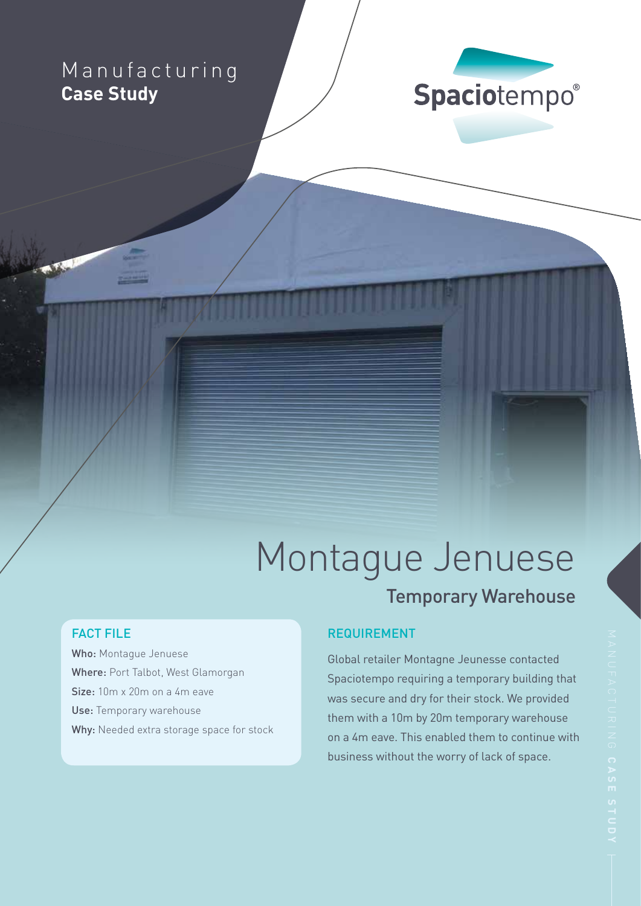Manufacturing
**Case Study**

Spaciotempo®

# Montague Jenuese

## Temporary Warehouse

### FACT FILE

**Who:** Montague Jenuese
**Where:** Port Talbot, West Glamorgan
**Size:** 10m x 20m on a 4m eave
**Use:** Temporary warehouse
**Why:** Needed extra storage space for stock

### REQUIREMENT

Global retailer Montagne Jeunesse contacted Spaciotempo requiring a temporary building that was secure and dry for their stock. We provided them with a 10m by 20m temporary warehouse on a 4m eave. This enabled them to continue with business without the worry of lack of space.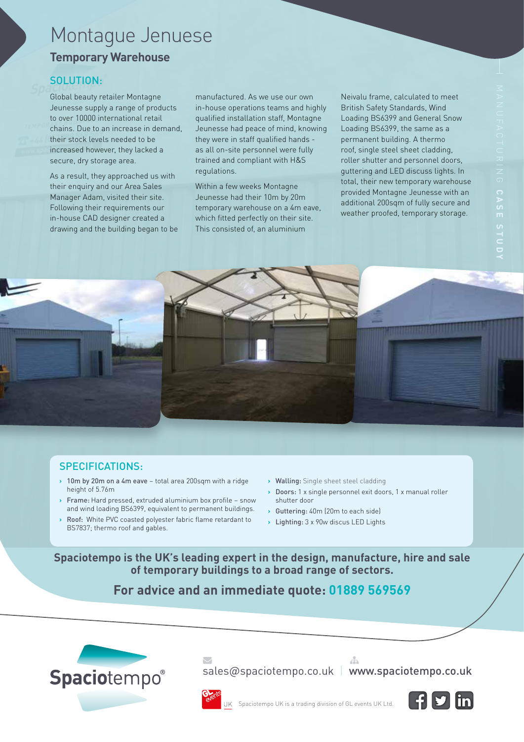# Montague Jenuese

## Temporary Warehouse

### SOLUTION:

Global beauty retailer Montagne Jeunesse supply a range of products to over 10000 international retail chains. Due to an increase in demand, their stock levels needed to be increased however, they lacked a secure, dry storage area.

As a result, they approached us with their enquiry and our Area Sales Manager Adam, visited their site. Following their requirements our in-house CAD designer created a drawing and the building began to be manufactured. As we use our own in-house operations teams and highly qualified installation staff, Montagne Jeunesse had peace of mind, knowing they were in staff qualified hands - as all on-site personnel were fully trained and compliant with H&S regulations.

Within a few weeks Montagne Jeunesse had their 10m by 20m temporary warehouse on a 4m eave, which fitted perfectly on their site. This consisted of, an aluminium Neivalu frame, calculated to meet British Safety Standards, Wind Loading BS6399 and General Snow Loading BS6399, the same as a permanent building. A thermo roof, single steel sheet cladding, roller shutter and personnel doors, guttering and LED discuss lights. In total, their new temporary warehouse provided Montagne Jeunesse with an additional 200sqm of fully secure and weather proofed, temporary storage.

MANUFACTURING **CASE STUDY**

### SPECIFICATIONS:

- **10m by 20m on a 4m eave** – total area 200sqm with a ridge height of 5.76m
- **Frame:** Hard pressed, extruded aluminium box profile – snow and wind loading BS6399, equivalent to permanent buildings.
- **Roof:** White PVC coasted polyester fabric flame retardant to BS7837; thermo roof and gables.
- **Walling:** Single sheet steel cladding
- **Doors:** 1 x single personnel exit doors, 1 x manual roller shutter door
- **Guttering:** 40m (20m to each side)
- **Lighting:** 3 x 90w discus LED Lights

**Spaciotempo is the UK's leading expert in the design, manufacture, hire and sale of temporary buildings to a broad range of sectors.**

**For advice and an immediate quote: 01889 569569**

Spaciotempo®

sales@spaciotempo.co.uk | **www.spaciotempo.co.uk**

Spaciotempo UK is a trading division of GL events UK Ltd.